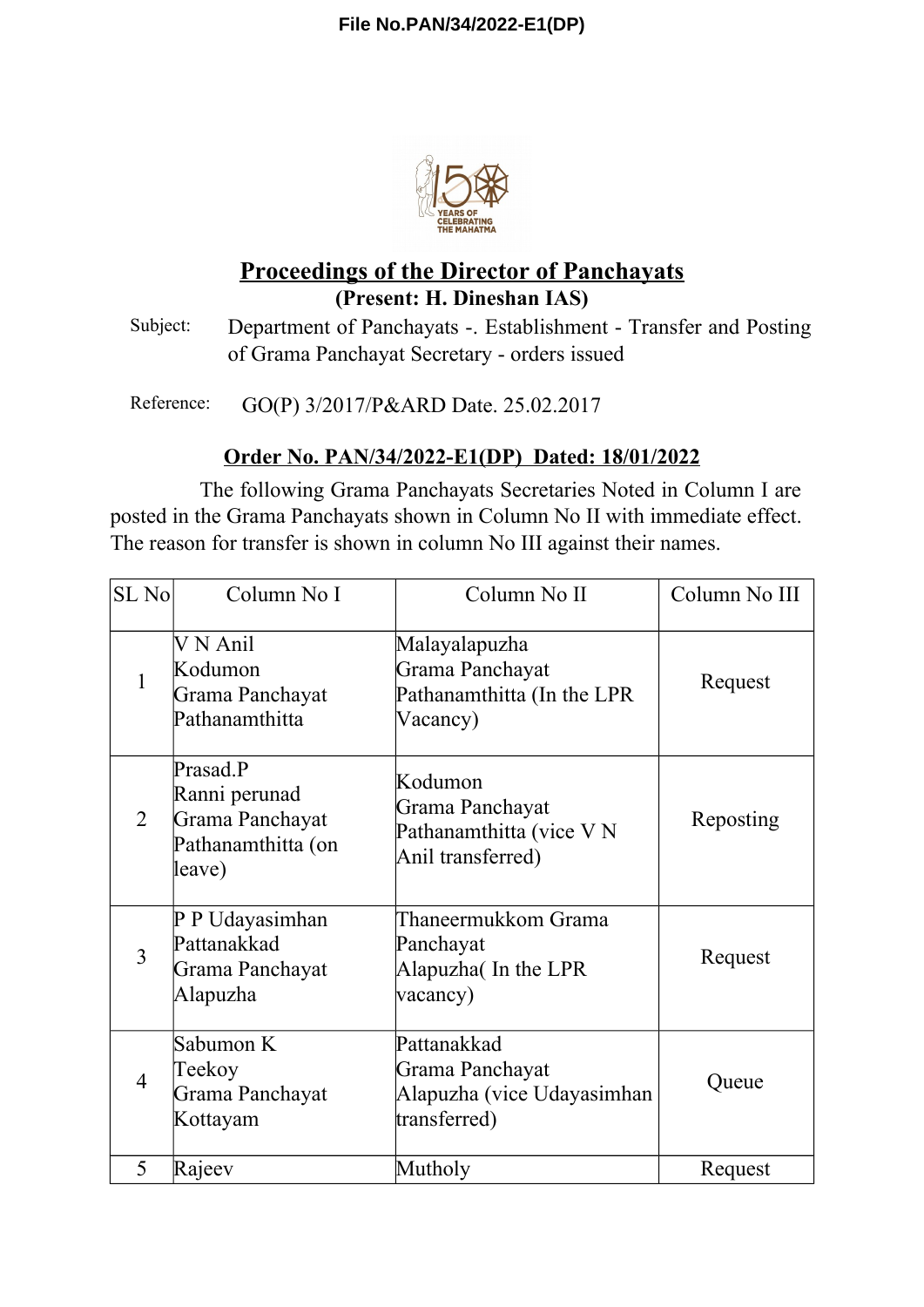File No.PAN/34/2022-E1(DP)

## Proceedings of the Director of Panchayats

**(Present: H. Dineshan IAS)**

Subject: Department of Panchayats -. Establishment - Transfer and Posting of Grama Panchayat Secretary - orders issued

Reference: GO(P) 3/2017/P&ARD Date. 25.02.2017

**Order No. PAN/34/2022-E1(DP) Dated: 18/01/2022**

The following Grama Panchayats Secretaries Noted in Column I are posted in the Grama Panchayats shown in Column No II with immediate effect. The reason for transfer is shown in column No III against their names.

| SL No | Column No I | Column No II | Column No III |
|---|---|---|---|
| 1 | V N Anil Kodumon Grama Panchayat Pathanamthitta | Malayalapuzha Grama Panchayat Pathanamthitta (In the LPR Vacancy) | Request |
| 2 | Prasad.P Ranni perunad Grama Panchayat Pathanamthitta (on leave) | Kodumon Grama Panchayat Pathanamthitta (vice V N Anil transferred) | Reposting |
| 3 | P P Udayasimhan Pattanakkad Grama Panchayat Alapuzha | Thaneermukkom Grama Panchayat Alapuzha( In the LPR vacancy) | Request |
| 4 | Sabumon K Teekoy Grama Panchayat Kottayam | Pattanakkad Grama Panchayat Alapuzha (vice Udayasimhan transferred) | Queue |
| 5 | Rajeev | Mutholy | Request |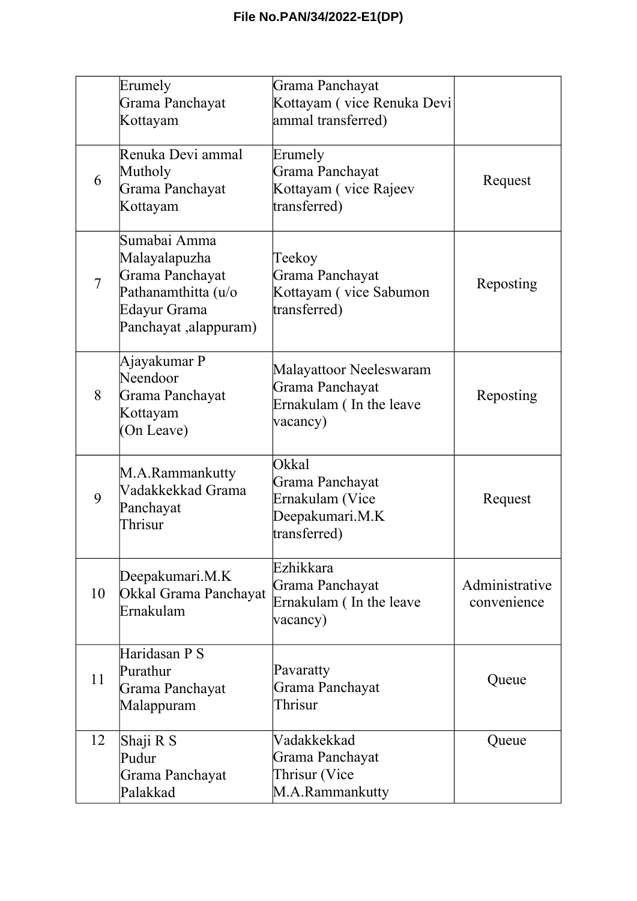| | Erumely Grama Panchayat Kottayam | Grama Panchayat Kottayam ( vice Renuka Devi ammal transferred) | |
|---|---|---|---|
| 6 | Renuka Devi ammal Mutholy Grama Panchayat Kottayam | Erumely Grama Panchayat Kottayam ( vice Rajeev transferred) | Request |
| 7 | Sumabai Amma Malayalapuzha Grama Panchayat Pathanamthitta (u/o Edayur Grama Panchayat ,alappuram) | Teekoy Grama Panchayat Kottayam ( vice Sabumon transferred) | Reposting |
| 8 | Ajayakumar P Neendoor Grama Panchayat Kottayam (On Leave) | Malayattoor Neeleswaram Grama Panchayat Ernakulam ( In the leave vacancy) | Reposting |
| 9 | M.A.Rammankutty Vadakkekkad Grama Panchayat Thrisur | Okkal Grama Panchayat Ernakulam (Vice Deepakumari.M.K transferred) | Request |
| 10 | Deepakumari.M.K Okkal Grama Panchayat Ernakulam | Ezhikkara Grama Panchayat Ernakulam ( In the leave vacancy) | Administrative convenience |
| 11 | Haridasan P S Purathur Grama Panchayat Malappuram | Pavaratty Grama Panchayat Thrisur | Queue |
| 12 | Shaji R S Pudur Grama Panchayat Palakkad | Vadakkekkad Grama Panchayat Thrisur (Vice M.A.Rammankutty | Queue |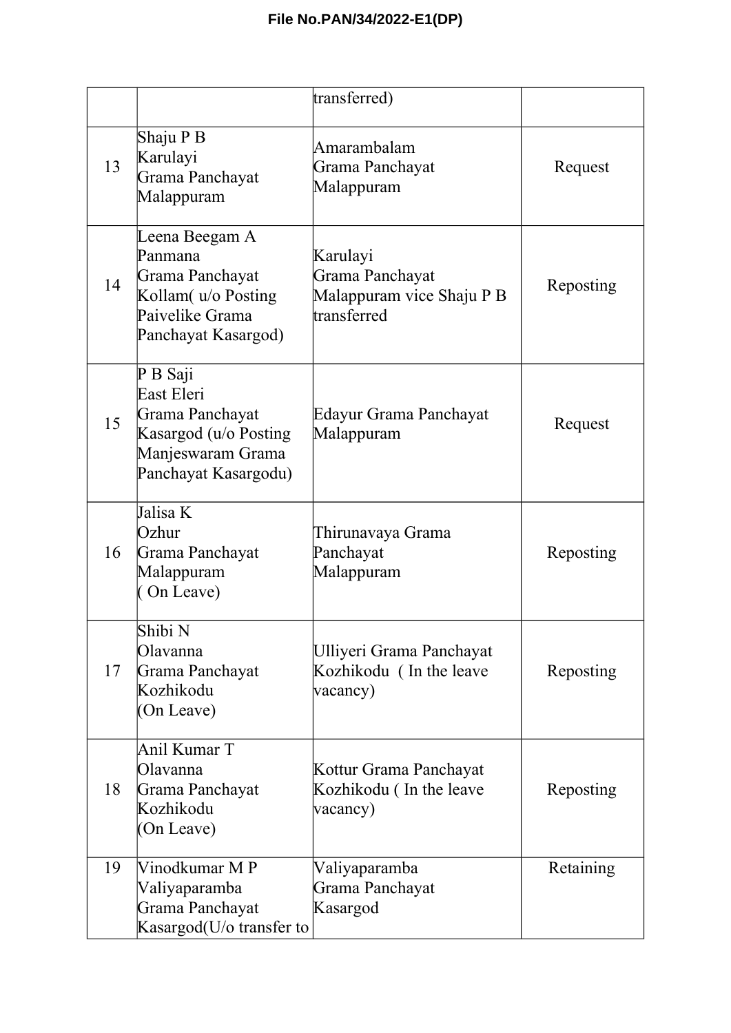File No.PAN/34/2022-E1(DP)

| | | | |
|---|---|---|---|
| | | transferred) | |
| 13 | Shaju P B Karulayi Grama Panchayat Malappuram | Amarambalam Grama Panchayat Malappuram | Request |
| 14 | Leena Beegam A Panmana Grama Panchayat Kollam( u/o Posting Paivelike Grama Panchayat Kasargod) | Karulayi Grama Panchayat Malappuram vice Shaju P B transferred | Reposting |
| 15 | P B Saji East Eleri Grama Panchayat Kasargod (u/o Posting Manjeswaram Grama Panchayat Kasargodu) | Edayur Grama Panchayat Malappuram | Request |
| 16 | Jalisa K Ozhur Grama Panchayat Malappuram ( On Leave) | Thirunavaya Grama Panchayat Malappuram | Reposting |
| 17 | Shibi N Olavanna Grama Panchayat Kozhikodu (On Leave) | Ulliyeri Grama Panchayat Kozhikodu ( In the leave vacancy) | Reposting |
| 18 | Anil Kumar T Olavanna Grama Panchayat Kozhikodu (On Leave) | Kottur Grama Panchayat Kozhikodu ( In the leave vacancy) | Reposting |
| 19 | Vinodkumar M P Valiyaparamba Grama Panchayat Kasargod(U/o transfer to | Valiyaparamba Grama Panchayat Kasargod | Retaining |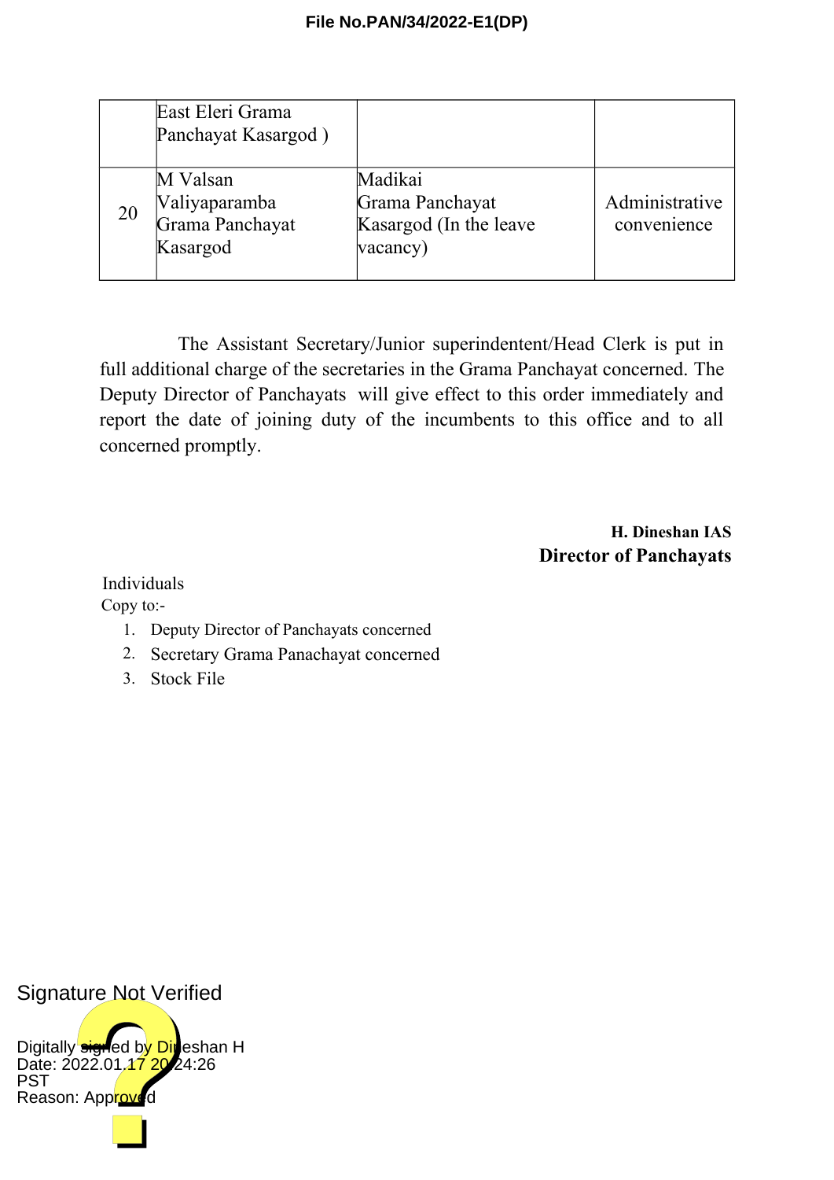| | | | |
|---|---|---|---|
| | East Eleri Grama Panchayat Kasargod ) | | |
| 20 | M Valsan Valiyaparamba Grama Panchayat Kasargod | Madikai Grama Panchayat Kasargod (In the leave vacancy) | Administrative convenience |

The Assistant Secretary/Junior superindentent/Head Clerk is put in full additional charge of the secretaries in the Grama Panchayat concerned. The Deputy Director of Panchayats will give effect to this order immediately and report the date of joining duty of the incumbents to this office and to all concerned promptly.

**H. Dineshan IAS**
**Director of Panchayats**

Individuals

Copy to:-

1. Deputy Director of Panchayats concerned
2. Secretary Grama Panachayat concerned
3. Stock File

Signature Not Verified

Digitally signed by Dineshan H
Date: 2022.01.17 20:24:26 PST
Reason: Approved